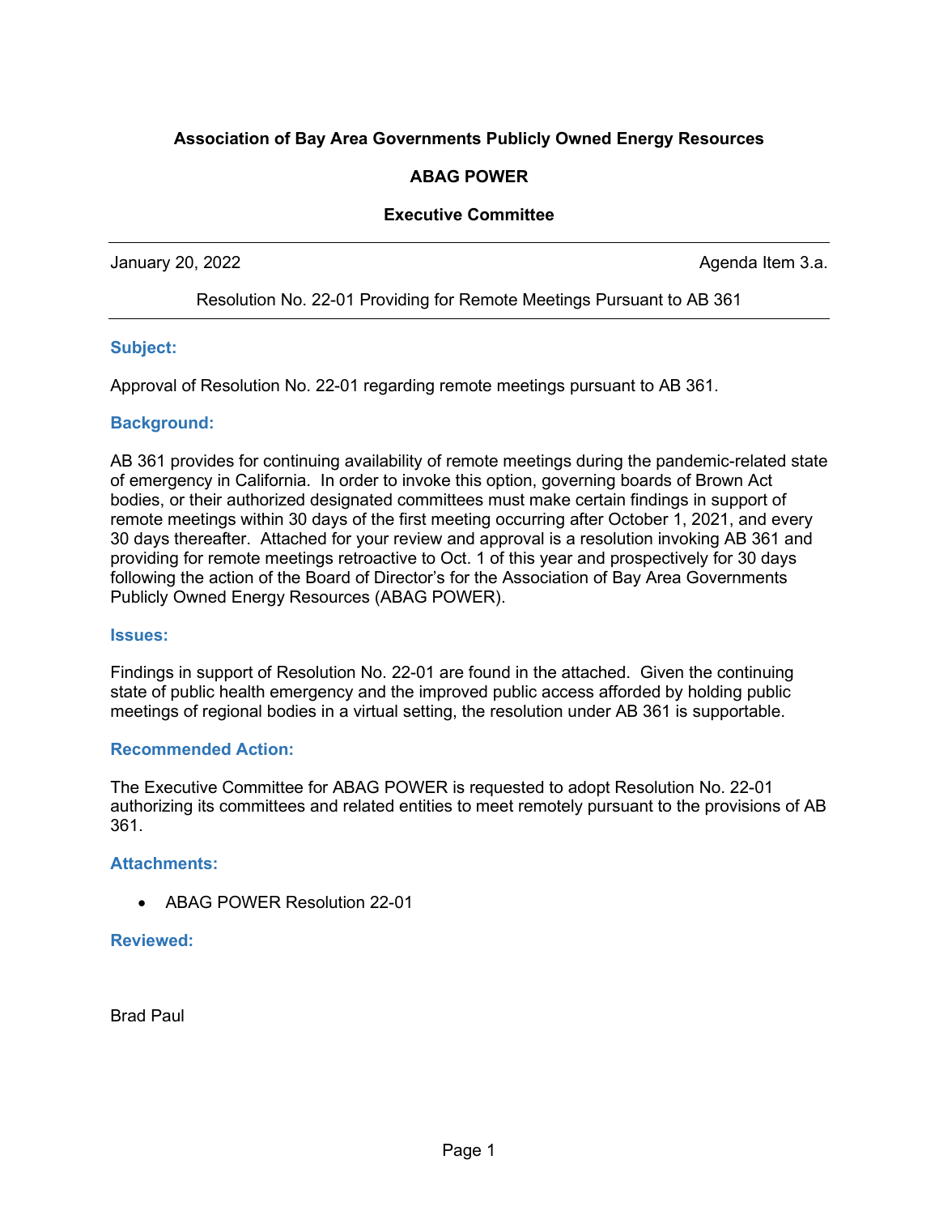**Association of Bay Area Governments Publicly Owned Energy Resources**

**ABAG POWER**

**Executive Committee**

---

January 20, 2022 | Agenda Item 3.a.

Resolution No. 22-01 Providing for Remote Meetings Pursuant to AB 361

---

### Subject:

Approval of Resolution No. 22-01 regarding remote meetings pursuant to AB 361.

### Background:

AB 361 provides for continuing availability of remote meetings during the pandemic-related state of emergency in California. In order to invoke this option, governing boards of Brown Act bodies, or their authorized designated committees must make certain findings in support of remote meetings within 30 days of the first meeting occurring after October 1, 2021, and every 30 days thereafter. Attached for your review and approval is a resolution invoking AB 361 and providing for remote meetings retroactive to Oct. 1 of this year and prospectively for 30 days following the action of the Board of Director's for the Association of Bay Area Governments Publicly Owned Energy Resources (ABAG POWER).

### Issues:

Findings in support of Resolution No. 22-01 are found in the attached. Given the continuing state of public health emergency and the improved public access afforded by holding public meetings of regional bodies in a virtual setting, the resolution under AB 361 is supportable.

### Recommended Action:

The Executive Committee for ABAG POWER is requested to adopt Resolution No. 22-01 authorizing its committees and related entities to meet remotely pursuant to the provisions of AB 361.

### Attachments:

- ABAG POWER Resolution 22-01

### Reviewed:

Brad Paul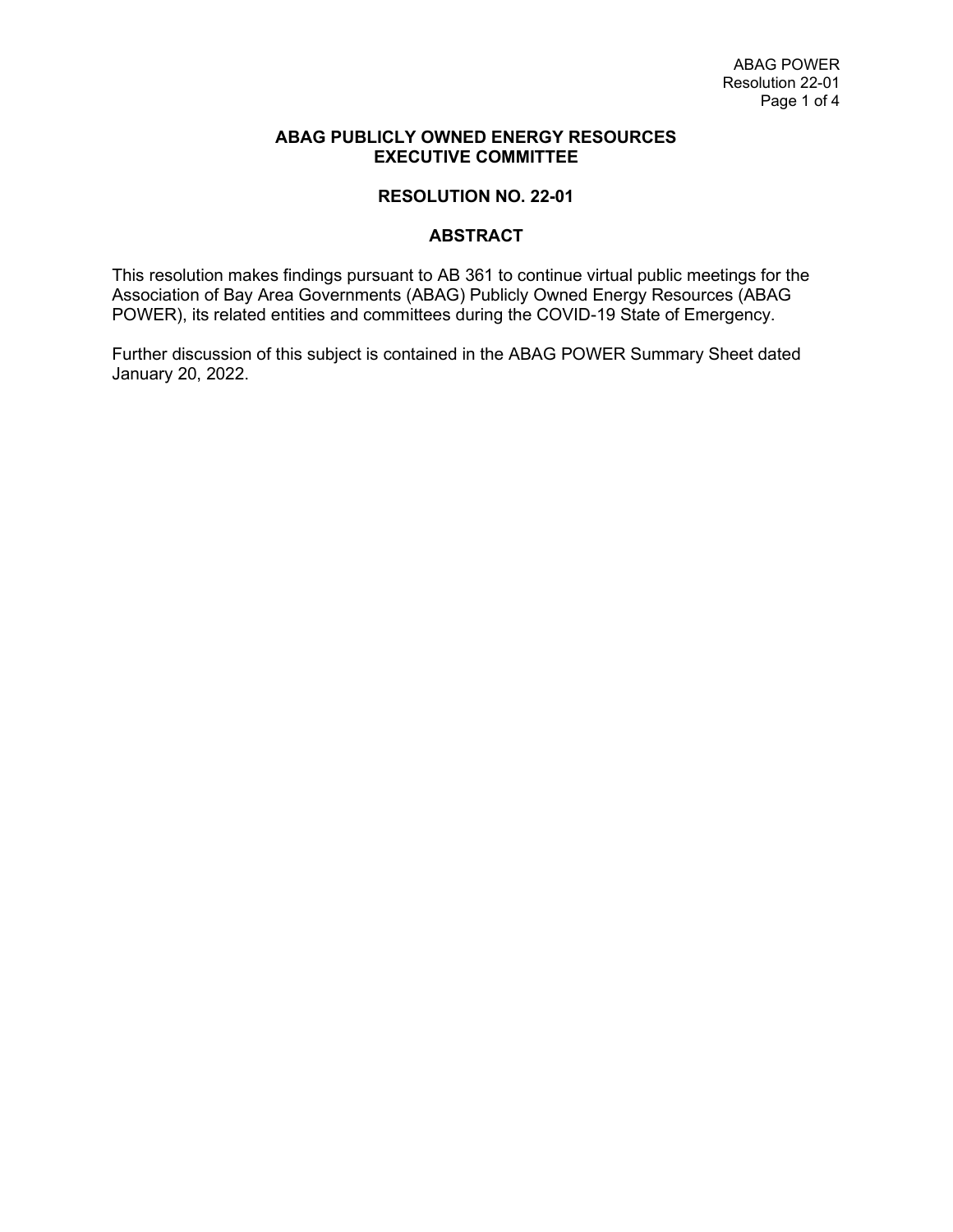**ABAG PUBLICLY OWNED ENERGY RESOURCES**
**EXECUTIVE COMMITTEE**

**RESOLUTION NO. 22-01**

**ABSTRACT**

This resolution makes findings pursuant to AB 361 to continue virtual public meetings for the Association of Bay Area Governments (ABAG) Publicly Owned Energy Resources (ABAG POWER), its related entities and committees during the COVID-19 State of Emergency.

Further discussion of this subject is contained in the ABAG POWER Summary Sheet dated January 20, 2022.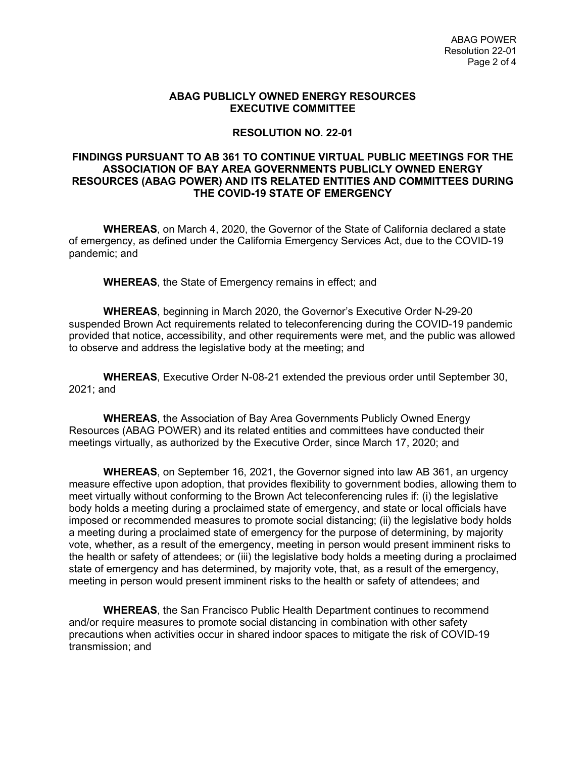## ABAG PUBLICLY OWNED ENERGY RESOURCES EXECUTIVE COMMITTEE

## RESOLUTION NO. 22-01

### FINDINGS PURSUANT TO AB 361 TO CONTINUE VIRTUAL PUBLIC MEETINGS FOR THE ASSOCIATION OF BAY AREA GOVERNMENTS PUBLICLY OWNED ENERGY RESOURCES (ABAG POWER) AND ITS RELATED ENTITIES AND COMMITTEES DURING THE COVID-19 STATE OF EMERGENCY

**WHEREAS**, on March 4, 2020, the Governor of the State of California declared a state of emergency, as defined under the California Emergency Services Act, due to the COVID-19 pandemic; and

**WHEREAS**, the State of Emergency remains in effect; and

**WHEREAS**, beginning in March 2020, the Governor's Executive Order N-29-20 suspended Brown Act requirements related to teleconferencing during the COVID-19 pandemic provided that notice, accessibility, and other requirements were met, and the public was allowed to observe and address the legislative body at the meeting; and

**WHEREAS**, Executive Order N-08-21 extended the previous order until September 30, 2021; and

**WHEREAS**, the Association of Bay Area Governments Publicly Owned Energy Resources (ABAG POWER) and its related entities and committees have conducted their meetings virtually, as authorized by the Executive Order, since March 17, 2020; and

**WHEREAS**, on September 16, 2021, the Governor signed into law AB 361, an urgency measure effective upon adoption, that provides flexibility to government bodies, allowing them to meet virtually without conforming to the Brown Act teleconferencing rules if: (i) the legislative body holds a meeting during a proclaimed state of emergency, and state or local officials have imposed or recommended measures to promote social distancing; (ii) the legislative body holds a meeting during a proclaimed state of emergency for the purpose of determining, by majority vote, whether, as a result of the emergency, meeting in person would present imminent risks to the health or safety of attendees; or (iii) the legislative body holds a meeting during a proclaimed state of emergency and has determined, by majority vote, that, as a result of the emergency, meeting in person would present imminent risks to the health or safety of attendees; and

**WHEREAS**, the San Francisco Public Health Department continues to recommend and/or require measures to promote social distancing in combination with other safety precautions when activities occur in shared indoor spaces to mitigate the risk of COVID-19 transmission; and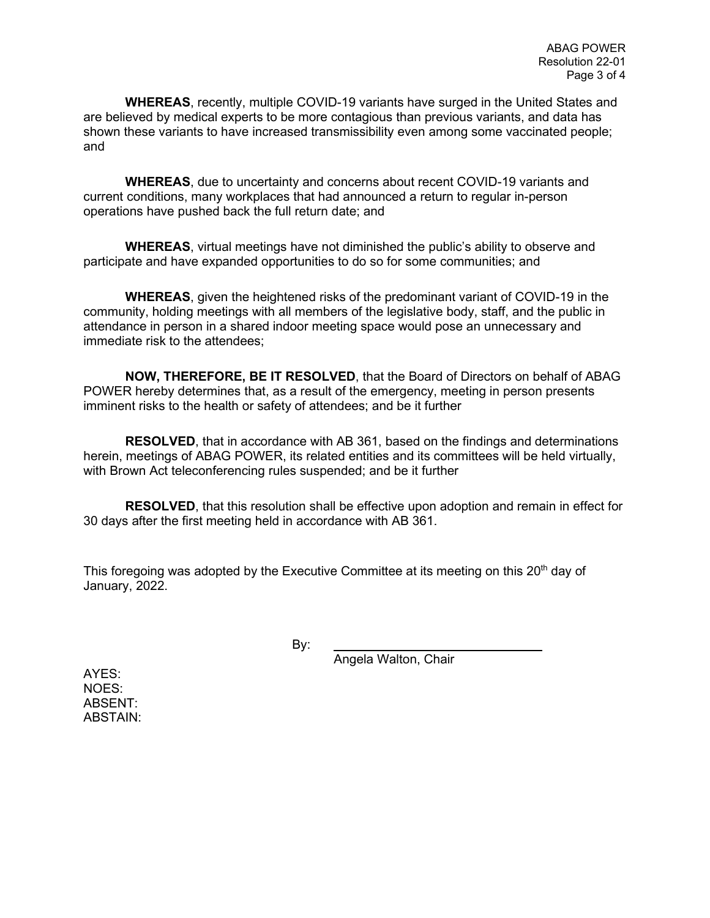**WHEREAS**, recently, multiple COVID-19 variants have surged in the United States and are believed by medical experts to be more contagious than previous variants, and data has shown these variants to have increased transmissibility even among some vaccinated people; and

**WHEREAS**, due to uncertainty and concerns about recent COVID-19 variants and current conditions, many workplaces that had announced a return to regular in-person operations have pushed back the full return date; and

**WHEREAS**, virtual meetings have not diminished the public's ability to observe and participate and have expanded opportunities to do so for some communities; and

**WHEREAS**, given the heightened risks of the predominant variant of COVID-19 in the community, holding meetings with all members of the legislative body, staff, and the public in attendance in person in a shared indoor meeting space would pose an unnecessary and immediate risk to the attendees;

**NOW, THEREFORE, BE IT RESOLVED**, that the Board of Directors on behalf of ABAG POWER hereby determines that, as a result of the emergency, meeting in person presents imminent risks to the health or safety of attendees; and be it further

**RESOLVED**, that in accordance with AB 361, based on the findings and determinations herein, meetings of ABAG POWER, its related entities and its committees will be held virtually, with Brown Act teleconferencing rules suspended; and be it further

**RESOLVED**, that this resolution shall be effective upon adoption and remain in effect for 30 days after the first meeting held in accordance with AB 361.

This foregoing was adopted by the Executive Committee at its meeting on this 20th day of January, 2022.

By: ______________________________

Angela Walton, Chair

AYES:
NOES:
ABSENT:
ABSTAIN: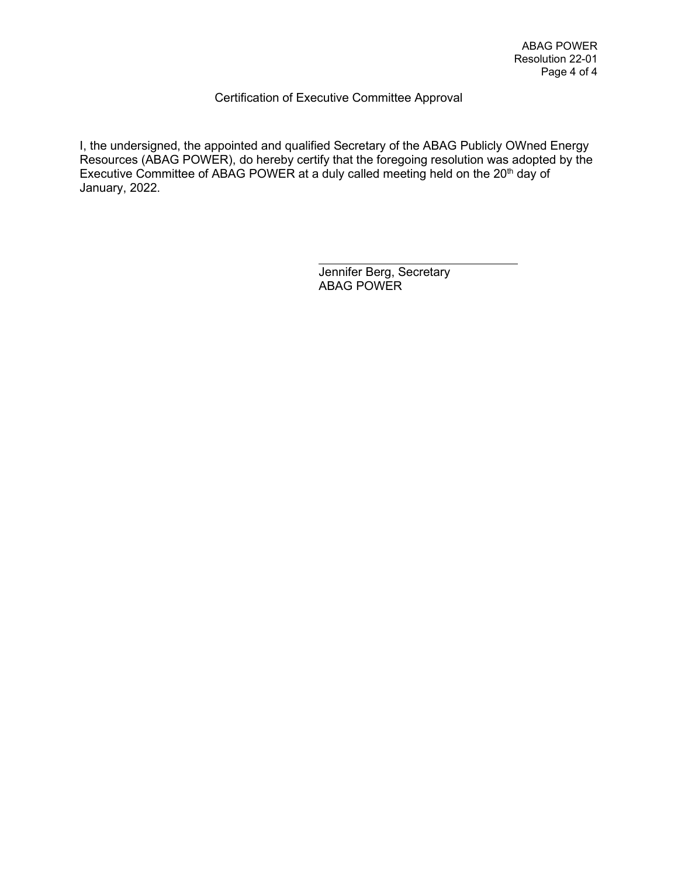## Certification of Executive Committee Approval

I, the undersigned, the appointed and qualified Secretary of the ABAG Publicly OWned Energy Resources (ABAG POWER), do hereby certify that the foregoing resolution was adopted by the Executive Committee of ABAG POWER at a duly called meeting held on the 20th day of January, 2022.

\_\_\_\_\_\_\_\_\_\_\_\_\_\_\_\_\_\_\_\_\_\_\_\_\_\_\_\_\_\_

Jennifer Berg, Secretary
ABAG POWER